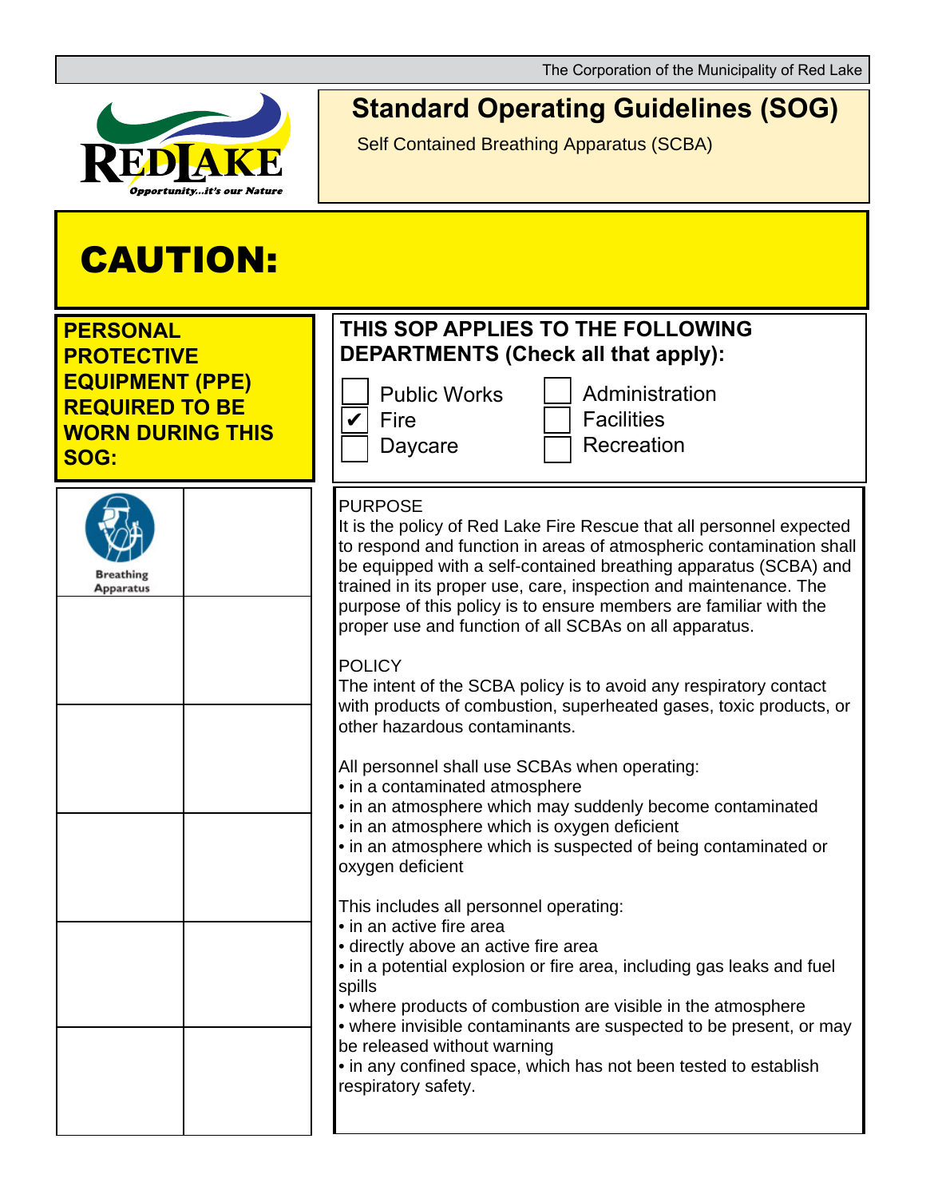The Corporation of the Municipality of Red Lake

# Standard Operating Guidelines (SOG)

Self Contained Breathing Apparatus (SCBA)

## CAUTION:

**PERSONAL PROTECTIVE EQUIPMENT (PPE) REQUIRED TO BE WORN DURING THIS SOG:**

| | |
|---|---|
| Breathing Apparatus | |
| | |
| | |
| | |
| | |
| | |

**THIS SOP APPLIES TO THE FOLLOWING DEPARTMENTS (Check all that apply):**

- [ ] Public Works
- [x] Fire
- [ ] Daycare
- [ ] Administration
- [ ] Facilities
- [ ] Recreation

PURPOSE

It is the policy of Red Lake Fire Rescue that all personnel expected to respond and function in areas of atmospheric contamination shall be equipped with a self-contained breathing apparatus (SCBA) and trained in its proper use, care, inspection and maintenance. The purpose of this policy is to ensure members are familiar with the proper use and function of all SCBAs on all apparatus.

POLICY

The intent of the SCBA policy is to avoid any respiratory contact with products of combustion, superheated gases, toxic products, or other hazardous contaminants.

All personnel shall use SCBAs when operating:

- in a contaminated atmosphere
- in an atmosphere which may suddenly become contaminated
- in an atmosphere which is oxygen deficient
- in an atmosphere which is suspected of being contaminated or oxygen deficient

This includes all personnel operating:

- in an active fire area
- directly above an active fire area
- in a potential explosion or fire area, including gas leaks and fuel spills
- where products of combustion are visible in the atmosphere
- where invisible contaminants are suspected to be present, or may be released without warning
- in any confined space, which has not been tested to establish respiratory safety.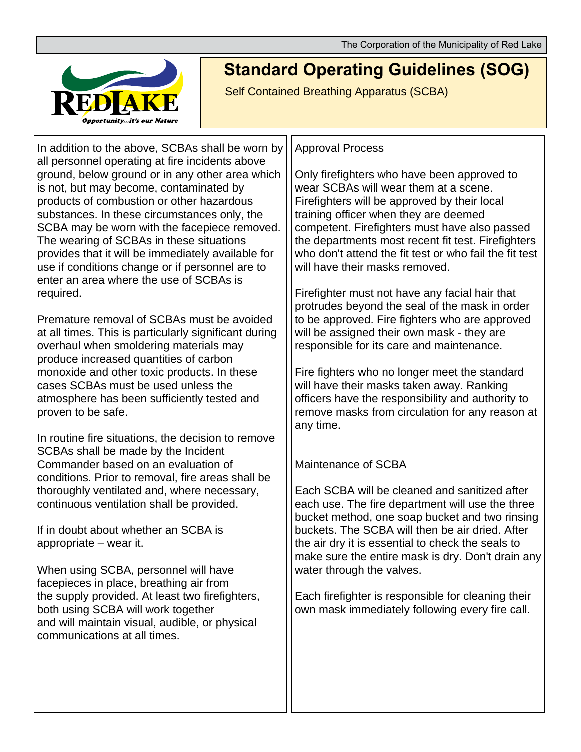# Standard Operating Guidelines (SOG)

Self Contained Breathing Apparatus (SCBA)

In addition to the above, SCBAs shall be worn by all personnel operating at fire incidents above ground, below ground or in any other area which is not, but may become, contaminated by products of combustion or other hazardous substances. In these circumstances only, the SCBA may be worn with the facepiece removed. The wearing of SCBAs in these situations provides that it will be immediately available for use if conditions change or if personnel are to enter an area where the use of SCBAs is required.

Premature removal of SCBAs must be avoided at all times. This is particularly significant during overhaul when smoldering materials may produce increased quantities of carbon monoxide and other toxic products. In these cases SCBAs must be used unless the atmosphere has been sufficiently tested and proven to be safe.

In routine fire situations, the decision to remove SCBAs shall be made by the Incident Commander based on an evaluation of conditions. Prior to removal, fire areas shall be thoroughly ventilated and, where necessary, continuous ventilation shall be provided.

If in doubt about whether an SCBA is appropriate – wear it.

When using SCBA, personnel will have facepieces in place, breathing air from the supply provided. At least two firefighters, both using SCBA will work together and will maintain visual, audible, or physical communications at all times.

## Approval Process

Only firefighters who have been approved to wear SCBAs will wear them at a scene. Firefighters will be approved by their local training officer when they are deemed competent. Firefighters must have also passed the departments most recent fit test. Firefighters who don't attend the fit test or who fail the fit test will have their masks removed.

Firefighter must not have any facial hair that protrudes beyond the seal of the mask in order to be approved. Fire fighters who are approved will be assigned their own mask - they are responsible for its care and maintenance.

Fire fighters who no longer meet the standard will have their masks taken away. Ranking officers have the responsibility and authority to remove masks from circulation for any reason at any time.

## Maintenance of SCBA

Each SCBA will be cleaned and sanitized after each use. The fire department will use the three bucket method, one soap bucket and two rinsing buckets. The SCBA will then be air dried. After the air dry it is essential to check the seals to make sure the entire mask is dry. Don't drain any water through the valves.

Each firefighter is responsible for cleaning their own mask immediately following every fire call.